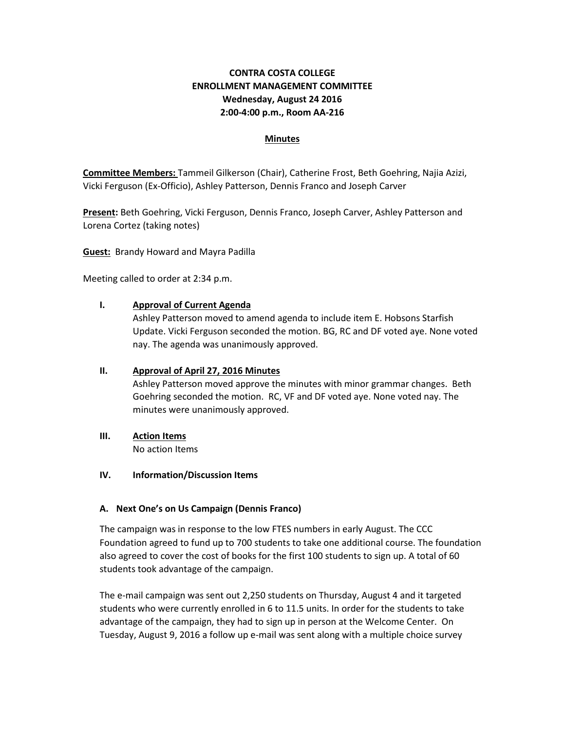# CONTRA COSTA COLLEGE
## ENROLLMENT MANAGEMENT COMMITTEE
### Wednesday, August 24 2016
### 2:00-4:00 p.m., Room AA-216

**Minutes**

**Committee Members:** Tammeil Gilkerson (Chair), Catherine Frost, Beth Goehring, Najia Azizi, Vicki Ferguson (Ex-Officio), Ashley Patterson, Dennis Franco and Joseph Carver

**Present:** Beth Goehring, Vicki Ferguson, Dennis Franco, Joseph Carver, Ashley Patterson and Lorena Cortez (taking notes)

**Guest:** Brandy Howard and Mayra Padilla

Meeting called to order at 2:34 p.m.

**I. Approval of Current Agenda**

Ashley Patterson moved to amend agenda to include item E. Hobsons Starfish Update. Vicki Ferguson seconded the motion. BG, RC and DF voted aye. None voted nay. The agenda was unanimously approved.

**II. Approval of April 27, 2016 Minutes**

Ashley Patterson moved approve the minutes with minor grammar changes. Beth Goehring seconded the motion. RC, VF and DF voted aye. None voted nay. The minutes were unanimously approved.

**III. Action Items**

No action Items

**IV. Information/Discussion Items**

**A. Next One's on Us Campaign (Dennis Franco)**

The campaign was in response to the low FTES numbers in early August. The CCC Foundation agreed to fund up to 700 students to take one additional course. The foundation also agreed to cover the cost of books for the first 100 students to sign up. A total of 60 students took advantage of the campaign.

The e-mail campaign was sent out 2,250 students on Thursday, August 4 and it targeted students who were currently enrolled in 6 to 11.5 units. In order for the students to take advantage of the campaign, they had to sign up in person at the Welcome Center. On Tuesday, August 9, 2016 a follow up e-mail was sent along with a multiple choice survey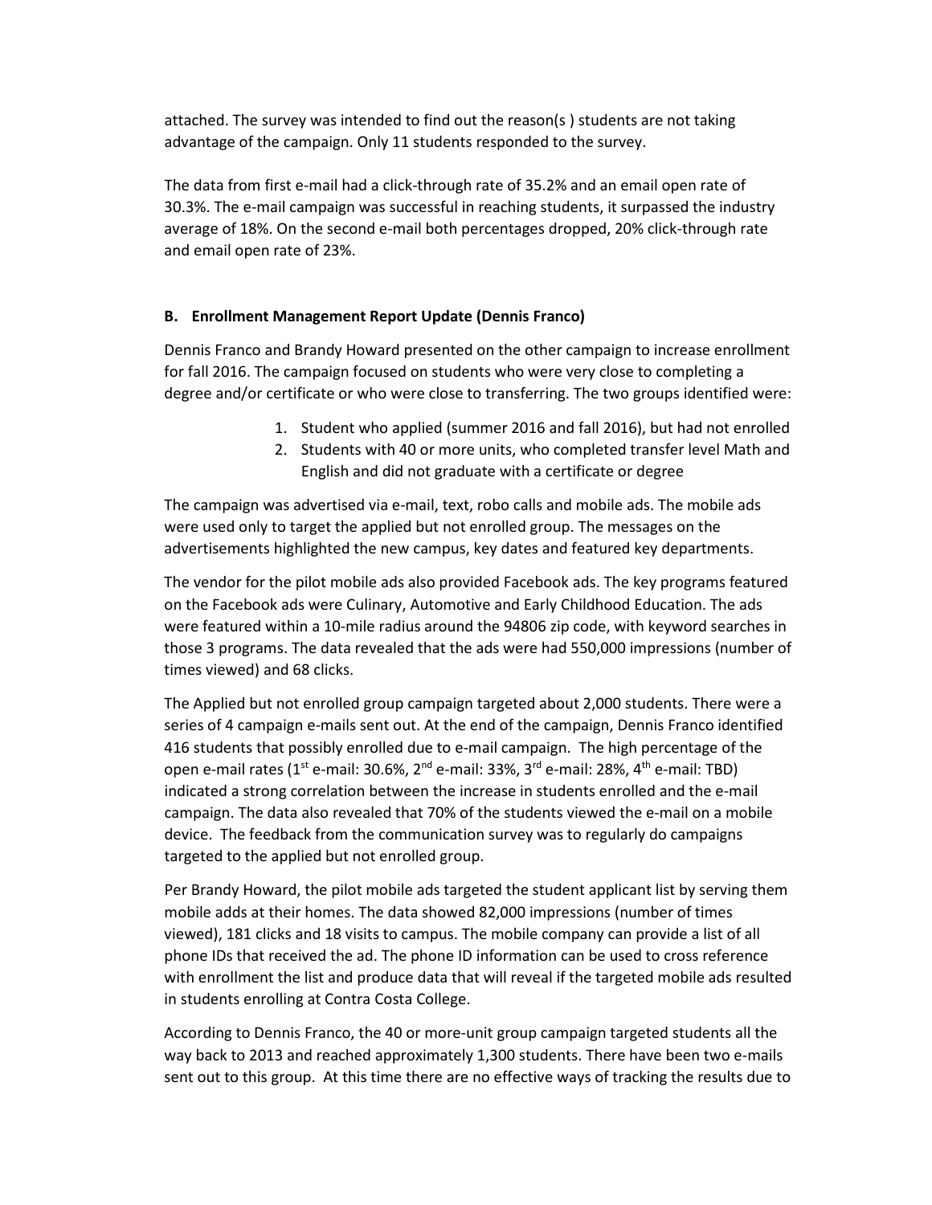attached. The survey was intended to find out the reason(s ) students are not taking advantage of the campaign. Only 11 students responded to the survey.

The data from first e-mail had a click-through rate of 35.2% and an email open rate of 30.3%. The e-mail campaign was successful in reaching students, it surpassed the industry average of 18%. On the second e-mail both percentages dropped, 20% click-through rate and email open rate of 23%.

**B. Enrollment Management Report Update (Dennis Franco)**

Dennis Franco and Brandy Howard presented on the other campaign to increase enrollment for fall 2016. The campaign focused on students who were very close to completing a degree and/or certificate or who were close to transferring. The two groups identified were:

1. Student who applied (summer 2016 and fall 2016), but had not enrolled
2. Students with 40 or more units, who completed transfer level Math and English and did not graduate with a certificate or degree

The campaign was advertised via e-mail, text, robo calls and mobile ads. The mobile ads were used only to target the applied but not enrolled group. The messages on the advertisements highlighted the new campus, key dates and featured key departments.

The vendor for the pilot mobile ads also provided Facebook ads. The key programs featured on the Facebook ads were Culinary, Automotive and Early Childhood Education. The ads were featured within a 10-mile radius around the 94806 zip code, with keyword searches in those 3 programs. The data revealed that the ads were had 550,000 impressions (number of times viewed) and 68 clicks.

The Applied but not enrolled group campaign targeted about 2,000 students. There were a series of 4 campaign e-mails sent out. At the end of the campaign, Dennis Franco identified 416 students that possibly enrolled due to e-mail campaign. The high percentage of the open e-mail rates (1st e-mail: 30.6%, 2nd e-mail: 33%, 3rd e-mail: 28%, 4th e-mail: TBD) indicated a strong correlation between the increase in students enrolled and the e-mail campaign. The data also revealed that 70% of the students viewed the e-mail on a mobile device. The feedback from the communication survey was to regularly do campaigns targeted to the applied but not enrolled group.

Per Brandy Howard, the pilot mobile ads targeted the student applicant list by serving them mobile adds at their homes. The data showed 82,000 impressions (number of times viewed), 181 clicks and 18 visits to campus. The mobile company can provide a list of all phone IDs that received the ad. The phone ID information can be used to cross reference with enrollment the list and produce data that will reveal if the targeted mobile ads resulted in students enrolling at Contra Costa College.

According to Dennis Franco, the 40 or more-unit group campaign targeted students all the way back to 2013 and reached approximately 1,300 students. There have been two e-mails sent out to this group. At this time there are no effective ways of tracking the results due to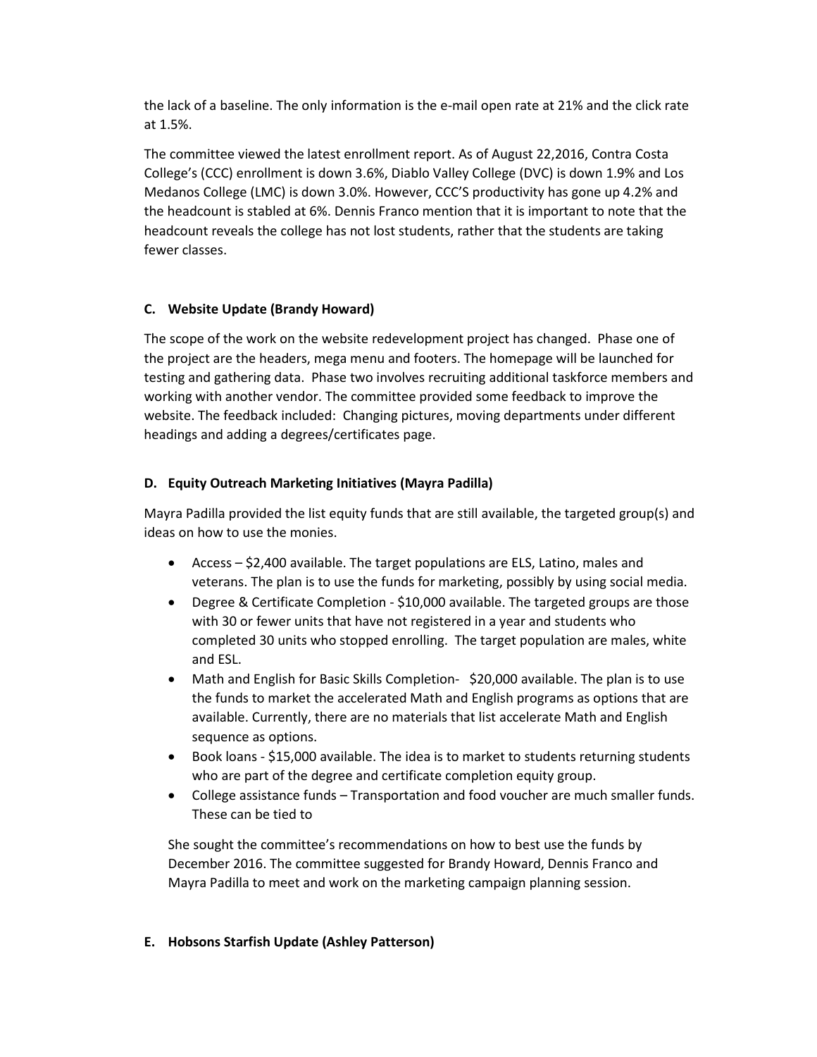the lack of a baseline. The only information is the e-mail open rate at 21% and the click rate at 1.5%.

The committee viewed the latest enrollment report. As of August 22,2016, Contra Costa College's (CCC) enrollment is down 3.6%, Diablo Valley College (DVC) is down 1.9% and Los Medanos College (LMC) is down 3.0%. However, CCC'S productivity has gone up 4.2% and the headcount is stabled at 6%. Dennis Franco mention that it is important to note that the headcount reveals the college has not lost students, rather that the students are taking fewer classes.

**C. Website Update (Brandy Howard)**

The scope of the work on the website redevelopment project has changed. Phase one of the project are the headers, mega menu and footers. The homepage will be launched for testing and gathering data. Phase two involves recruiting additional taskforce members and working with another vendor. The committee provided some feedback to improve the website. The feedback included: Changing pictures, moving departments under different headings and adding a degrees/certificates page.

**D. Equity Outreach Marketing Initiatives (Mayra Padilla)**

Mayra Padilla provided the list equity funds that are still available, the targeted group(s) and ideas on how to use the monies.

- Access – $2,400 available. The target populations are ELS, Latino, males and veterans. The plan is to use the funds for marketing, possibly by using social media.
- Degree & Certificate Completion - $10,000 available. The targeted groups are those with 30 or fewer units that have not registered in a year and students who completed 30 units who stopped enrolling. The target population are males, white and ESL.
- Math and English for Basic Skills Completion- $20,000 available. The plan is to use the funds to market the accelerated Math and English programs as options that are available. Currently, there are no materials that list accelerate Math and English sequence as options.
- Book loans - $15,000 available. The idea is to market to students returning students who are part of the degree and certificate completion equity group.
- College assistance funds – Transportation and food voucher are much smaller funds. These can be tied to

She sought the committee's recommendations on how to best use the funds by December 2016. The committee suggested for Brandy Howard, Dennis Franco and Mayra Padilla to meet and work on the marketing campaign planning session.

**E. Hobsons Starfish Update (Ashley Patterson)**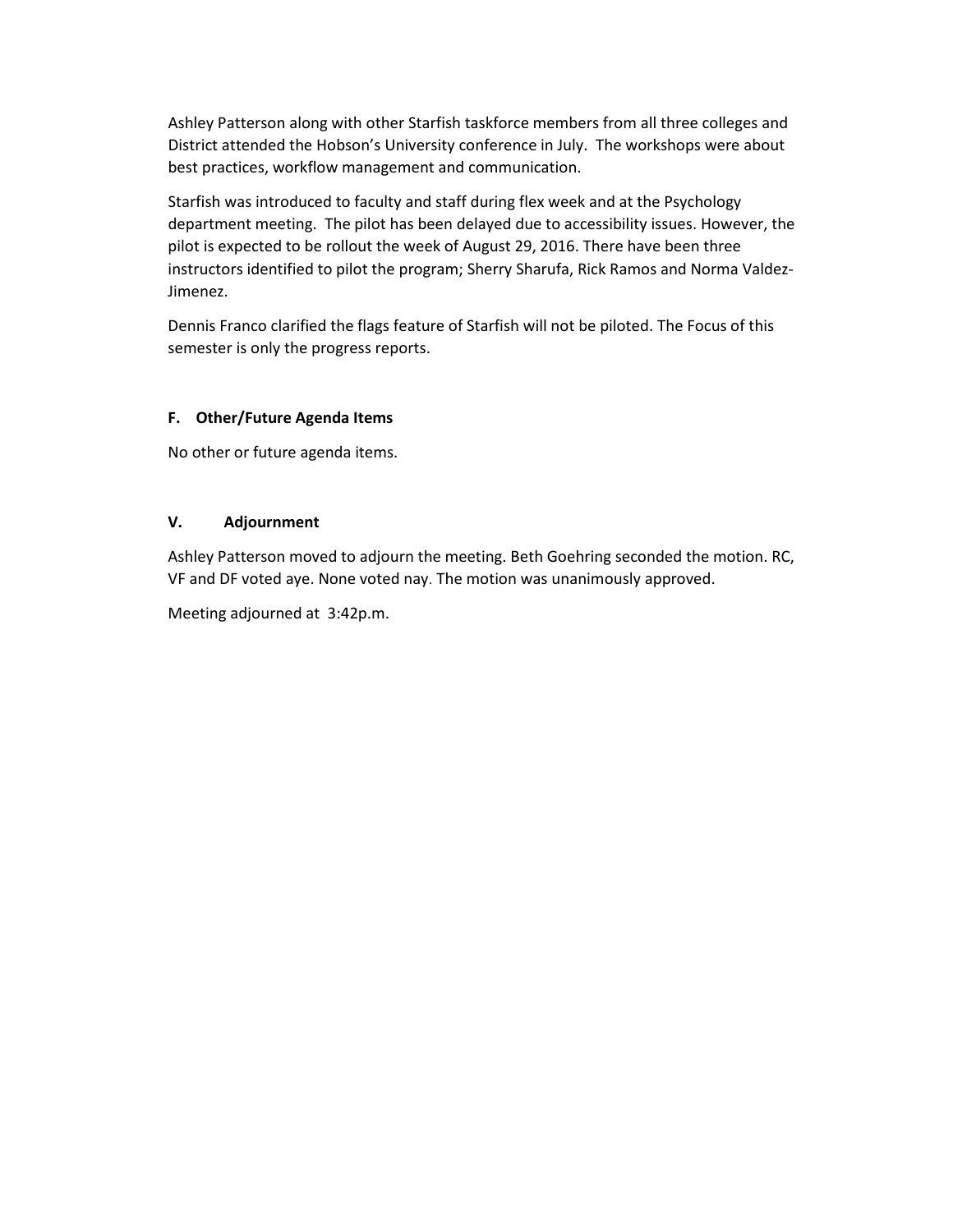Ashley Patterson along with other Starfish taskforce members from all three colleges and District attended the Hobson's University conference in July. The workshops were about best practices, workflow management and communication.

Starfish was introduced to faculty and staff during flex week and at the Psychology department meeting. The pilot has been delayed due to accessibility issues. However, the pilot is expected to be rollout the week of August 29, 2016. There have been three instructors identified to pilot the program; Sherry Sharufa, Rick Ramos and Norma Valdez-Jimenez.

Dennis Franco clarified the flags feature of Starfish will not be piloted. The Focus of this semester is only the progress reports.

### F. Other/Future Agenda Items

No other or future agenda items.

## V. Adjournment

Ashley Patterson moved to adjourn the meeting. Beth Goehring seconded the motion. RC, VF and DF voted aye. None voted nay. The motion was unanimously approved.

Meeting adjourned at 3:42p.m.